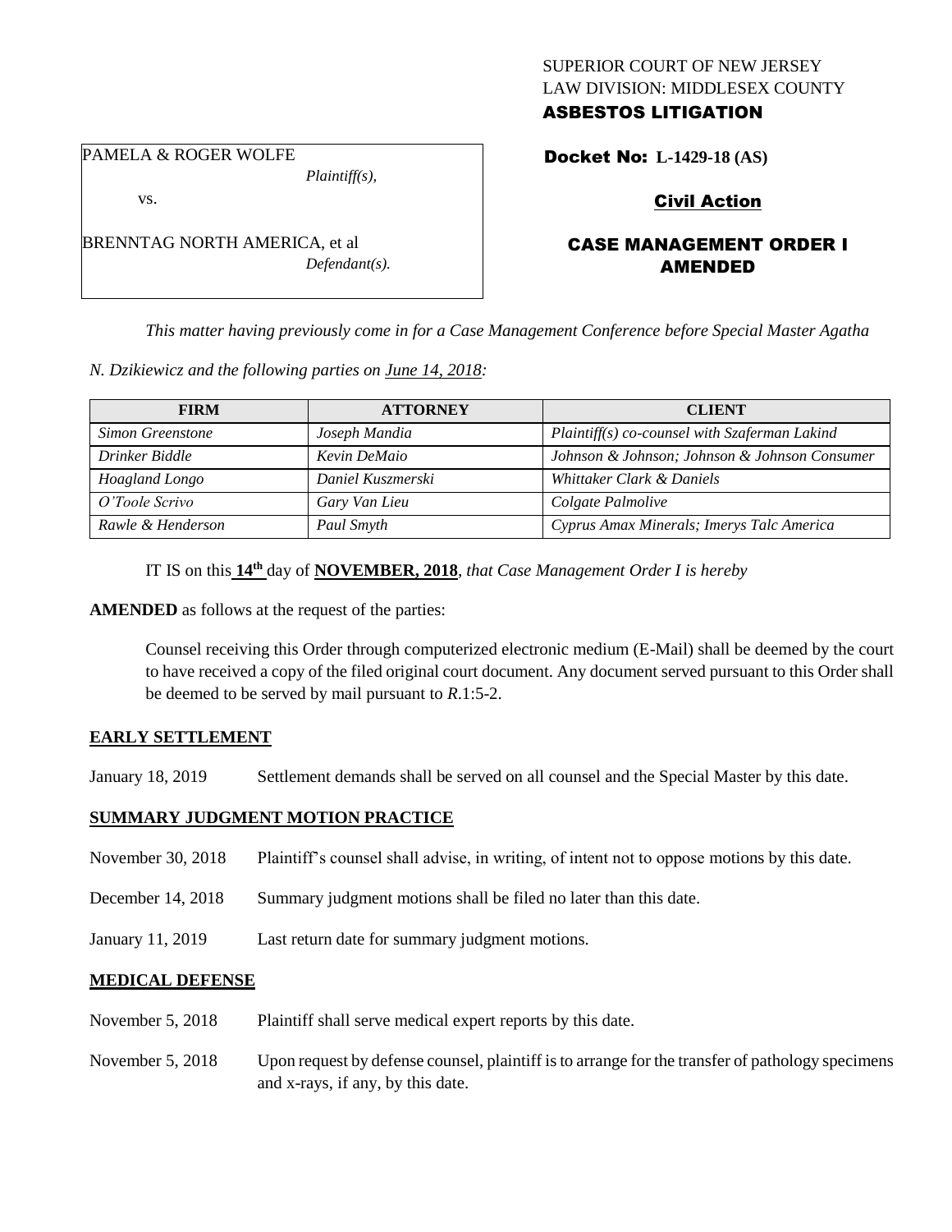SUPERIOR COURT OF NEW JERSEY
LAW DIVISION: MIDDLESEX COUNTY
**ASBESTOS LITIGATION**

PAMELA & ROGER WOLFE
*Plaintiff(s),*

vs.

BRENNTAG NORTH AMERICA, et al
*Defendant(s).*

**Docket No: L-1429-18 (AS)**

**Civil Action**

**CASE MANAGEMENT ORDER I AMENDED**

*This matter having previously come in for a Case Management Conference before Special Master Agatha N. Dzikiewicz and the following parties on June 14, 2018:*

| FIRM | ATTORNEY | CLIENT |
|---|---|---|
| *Simon Greenstone* | *Joseph Mandia* | *Plaintiff(s) co-counsel with Szaferman Lakind* |
| *Drinker Biddle* | *Kevin DeMaio* | *Johnson & Johnson; Johnson & Johnson Consumer* |
| *Hoagland Longo* | *Daniel Kuszmerski* | *Whittaker Clark & Daniels* |
| *O'Toole Scrivo* | *Gary Van Lieu* | *Colgate Palmolive* |
| *Rawle & Henderson* | *Paul Smyth* | *Cyprus Amax Minerals; Imerys Talc America* |

IT IS on this **14th** day of **NOVEMBER, 2018**, *that Case Management Order I is hereby* **AMENDED** as follows at the request of the parties:

Counsel receiving this Order through computerized electronic medium (E-Mail) shall be deemed by the court to have received a copy of the filed original court document. Any document served pursuant to this Order shall be deemed to be served by mail pursuant to *R*.1:5-2.

## EARLY SETTLEMENT

January 18, 2019 Settlement demands shall be served on all counsel and the Special Master by this date.

## SUMMARY JUDGMENT MOTION PRACTICE

November 30, 2018 Plaintiff's counsel shall advise, in writing, of intent not to oppose motions by this date.

December 14, 2018 Summary judgment motions shall be filed no later than this date.

January 11, 2019 Last return date for summary judgment motions.

## MEDICAL DEFENSE

November 5, 2018 Plaintiff shall serve medical expert reports by this date.

November 5, 2018 Upon request by defense counsel, plaintiff is to arrange for the transfer of pathology specimens and x-rays, if any, by this date.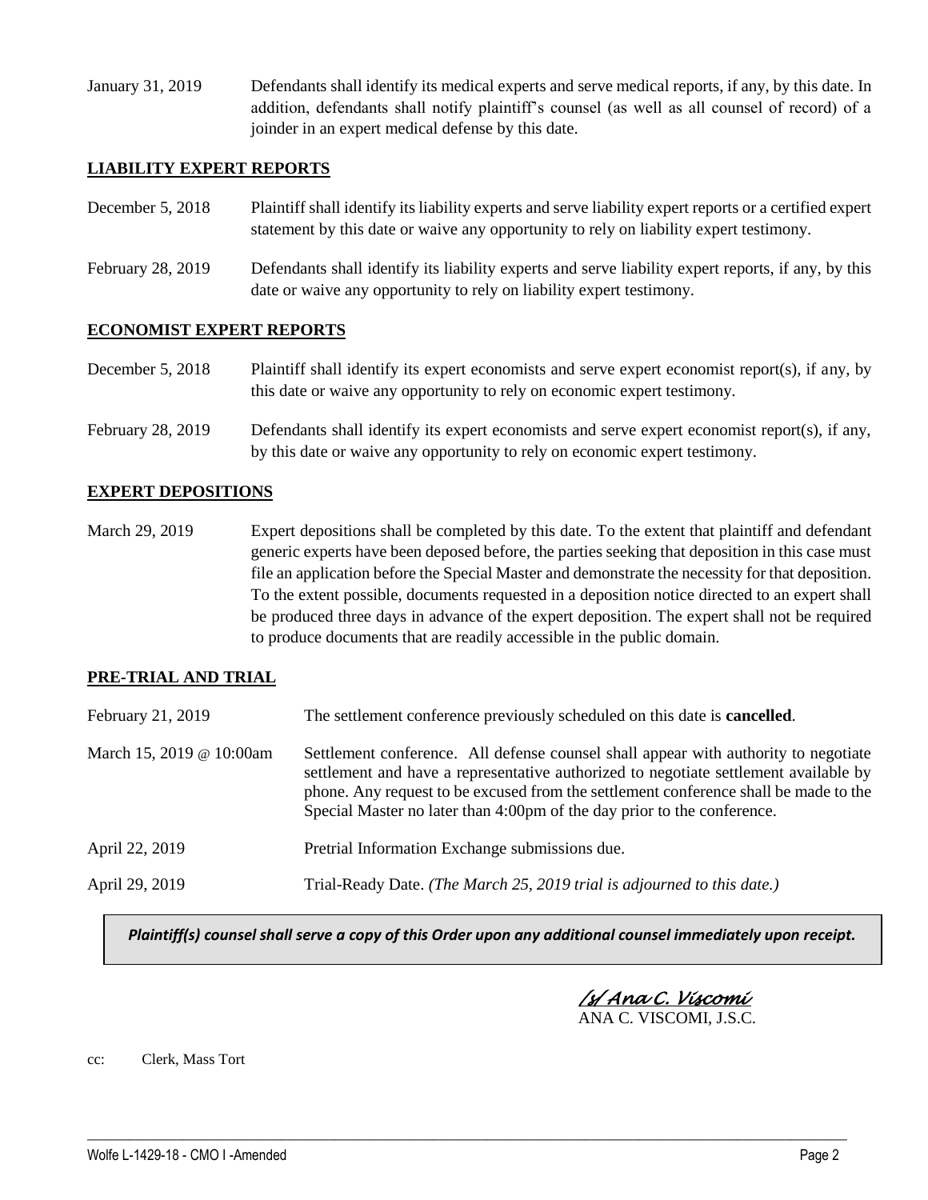| | |
|---|---|
| January 31, 2019 | Defendants shall identify its medical experts and serve medical reports, if any, by this date. In addition, defendants shall notify plaintiff's counsel (as well as all counsel of record) of a joinder in an expert medical defense by this date. |

## LIABILITY EXPERT REPORTS

| | |
|---|---|
| December 5, 2018 | Plaintiff shall identify its liability experts and serve liability expert reports or a certified expert statement by this date or waive any opportunity to rely on liability expert testimony. |
| February 28, 2019 | Defendants shall identify its liability experts and serve liability expert reports, if any, by this date or waive any opportunity to rely on liability expert testimony. |

## ECONOMIST EXPERT REPORTS

| | |
|---|---|
| December 5, 2018 | Plaintiff shall identify its expert economists and serve expert economist report(s), if any, by this date or waive any opportunity to rely on economic expert testimony. |
| February 28, 2019 | Defendants shall identify its expert economists and serve expert economist report(s), if any, by this date or waive any opportunity to rely on economic expert testimony. |

## EXPERT DEPOSITIONS

| | |
|---|---|
| March 29, 2019 | Expert depositions shall be completed by this date. To the extent that plaintiff and defendant generic experts have been deposed before, the parties seeking that deposition in this case must file an application before the Special Master and demonstrate the necessity for that deposition. To the extent possible, documents requested in a deposition notice directed to an expert shall be produced three days in advance of the expert deposition. The expert shall not be required to produce documents that are readily accessible in the public domain. |

## PRE-TRIAL AND TRIAL

| | |
|---|---|
| February 21, 2019 | The settlement conference previously scheduled on this date is **cancelled**. |
| March 15, 2019 @ 10:00am | Settlement conference. All defense counsel shall appear with authority to negotiate settlement and have a representative authorized to negotiate settlement available by phone. Any request to be excused from the settlement conference shall be made to the Special Master no later than 4:00pm of the day prior to the conference. |
| April 22, 2019 | Pretrial Information Exchange submissions due. |
| April 29, 2019 | Trial-Ready Date. *(The March 25, 2019 trial is adjourned to this date.)* |

***Plaintiff(s) counsel shall serve a copy of this Order upon any additional counsel immediately upon receipt.***

*/s/ Ana C. Viscomi*
ANA C. VISCOMI, J.S.C.

cc: Clerk, Mass Tort

Wolfe L-1429-18 - CMO I -Amended